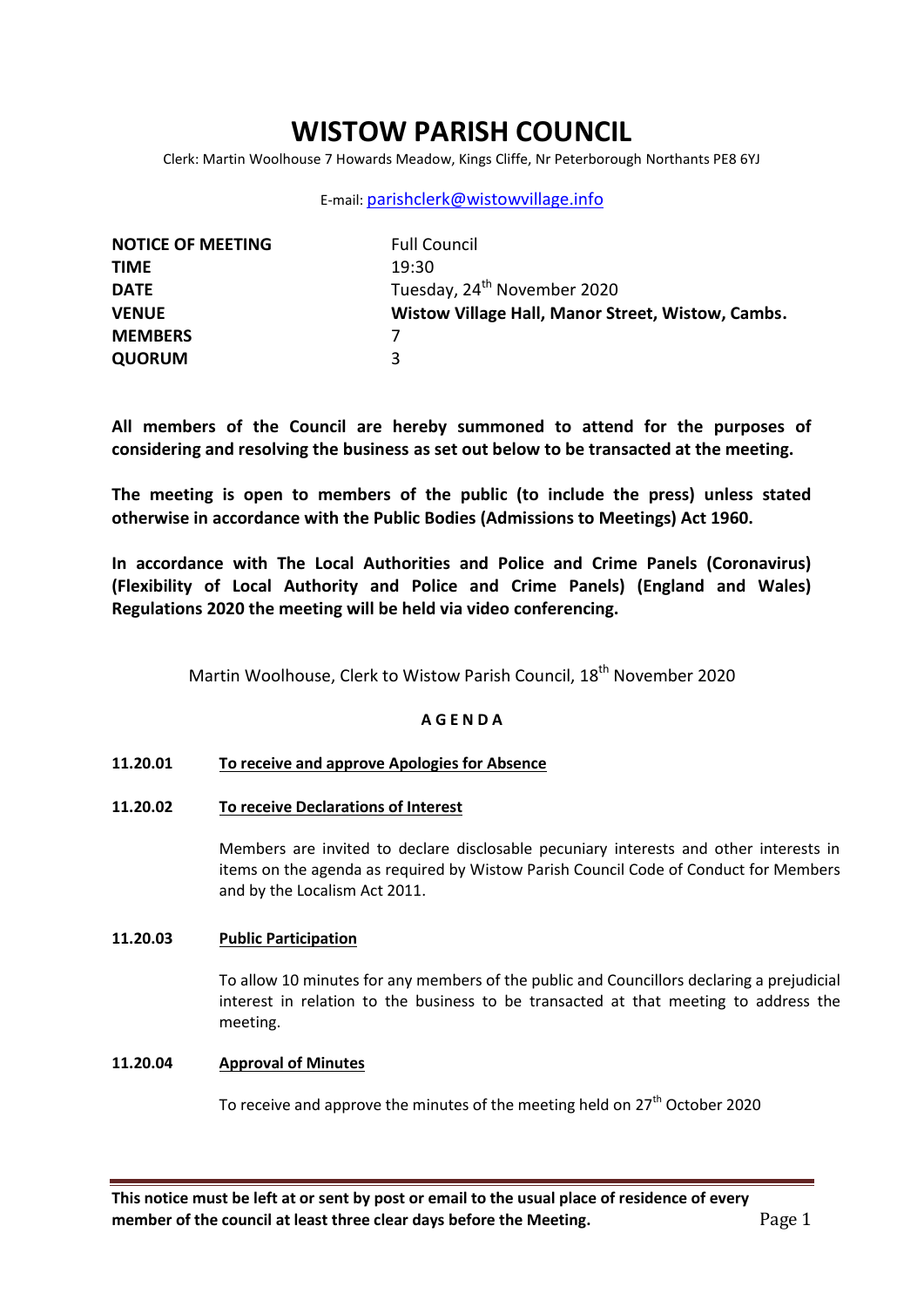# WISTOW PARISH COUNCIL

Clerk: Martin Woolhouse 7 Howards Meadow, Kings Cliffe, Nr Peterborough Northants PE8 6YJ

E-mail: parishclerk@wistowvillage.info

| | |
|---|---|
| **NOTICE OF MEETING** | Full Council |
| **TIME** | 19:30 |
| **DATE** | Tuesday, 24th November 2020 |
| **VENUE** | **Wistow Village Hall, Manor Street, Wistow, Cambs.** |
| **MEMBERS** | 7 |
| **QUORUM** | 3 |

**All members of the Council are hereby summoned to attend for the purposes of considering and resolving the business as set out below to be transacted at the meeting.**

**The meeting is open to members of the public (to include the press) unless stated otherwise in accordance with the Public Bodies (Admissions to Meetings) Act 1960.**

**In accordance with The Local Authorities and Police and Crime Panels (Coronavirus) (Flexibility of Local Authority and Police and Crime Panels) (England and Wales) Regulations 2020 the meeting will be held via video conferencing.**

Martin Woolhouse, Clerk to Wistow Parish Council, 18th November 2020

## A G E N D A

**11.20.01** **To receive and approve Apologies for Absence**

**11.20.02** **To receive Declarations of Interest**

Members are invited to declare disclosable pecuniary interests and other interests in items on the agenda as required by Wistow Parish Council Code of Conduct for Members and by the Localism Act 2011.

**11.20.03** **Public Participation**

To allow 10 minutes for any members of the public and Councillors declaring a prejudicial interest in relation to the business to be transacted at that meeting to address the meeting.

**11.20.04** **Approval of Minutes**

To receive and approve the minutes of the meeting held on 27th October 2020

**This notice must be left at or sent by post or email to the usual place of residence of every member of the council at least three clear days before the Meeting.**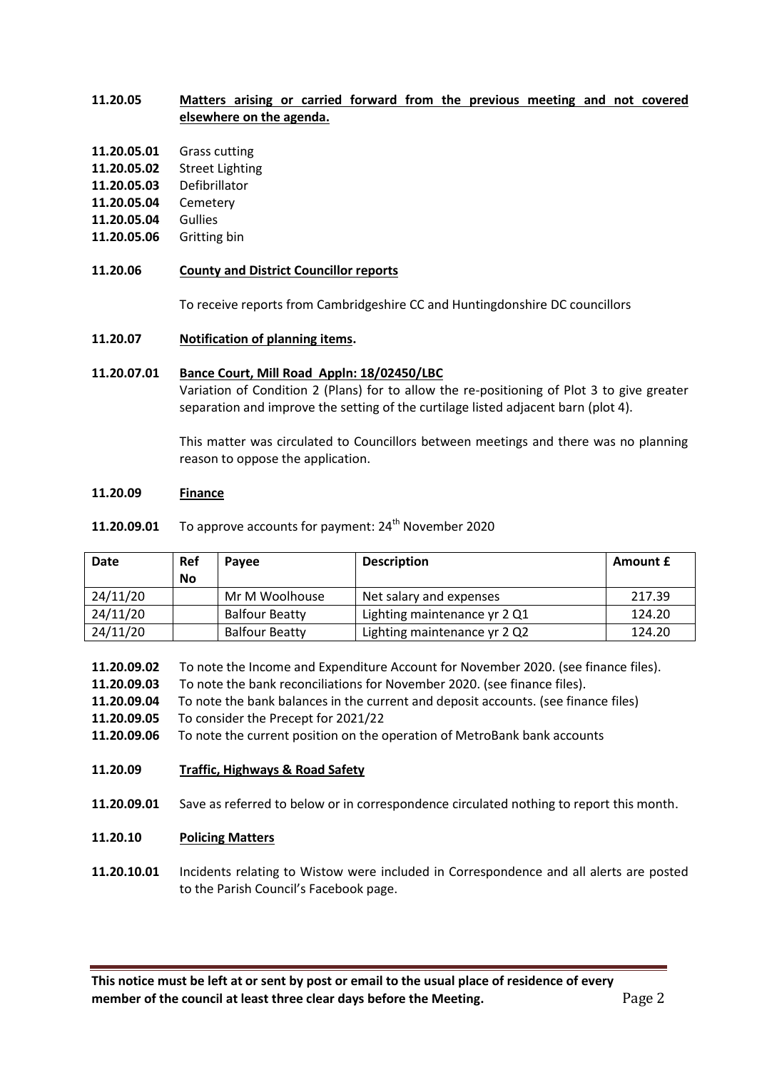**11.20.05** **Matters arising or carried forward from the previous meeting and not covered elsewhere on the agenda.**

**11.20.05.01** Grass cutting
**11.20.05.02** Street Lighting
**11.20.05.03** Defibrillator
**11.20.05.04** Cemetery
**11.20.05.04** Gullies
**11.20.05.06** Gritting bin

**11.20.06** **County and District Councillor reports**

To receive reports from Cambridgeshire CC and Huntingdonshire DC councillors

**11.20.07** **Notification of planning items.**

**11.20.07.01** **Bance Court, Mill Road Appln: 18/02450/LBC**

Variation of Condition 2 (Plans) for to allow the re-positioning of Plot 3 to give greater separation and improve the setting of the curtilage listed adjacent barn (plot 4).

This matter was circulated to Councillors between meetings and there was no planning reason to oppose the application.

**11.20.09** **Finance**

**11.20.09.01** To approve accounts for payment: 24th November 2020

| Date | Ref No | Payee | Description | Amount £ |
|---|---|---|---|---|
| 24/11/20 | | Mr M Woolhouse | Net salary and expenses | 217.39 |
| 24/11/20 | | Balfour Beatty | Lighting maintenance yr 2 Q1 | 124.20 |
| 24/11/20 | | Balfour Beatty | Lighting maintenance yr 2 Q2 | 124.20 |

**11.20.09.02** To note the Income and Expenditure Account for November 2020. (see finance files).
**11.20.09.03** To note the bank reconciliations for November 2020. (see finance files).
**11.20.09.04** To note the bank balances in the current and deposit accounts. (see finance files)
**11.20.09.05** To consider the Precept for 2021/22
**11.20.09.06** To note the current position on the operation of MetroBank bank accounts

**11.20.09** **Traffic, Highways & Road Safety**

**11.20.09.01** Save as referred to below or in correspondence circulated nothing to report this month.

**11.20.10** **Policing Matters**

**11.20.10.01** Incidents relating to Wistow were included in Correspondence and all alerts are posted to the Parish Council's Facebook page.

**This notice must be left at or sent by post or email to the usual place of residence of every member of the council at least three clear days before the Meeting.**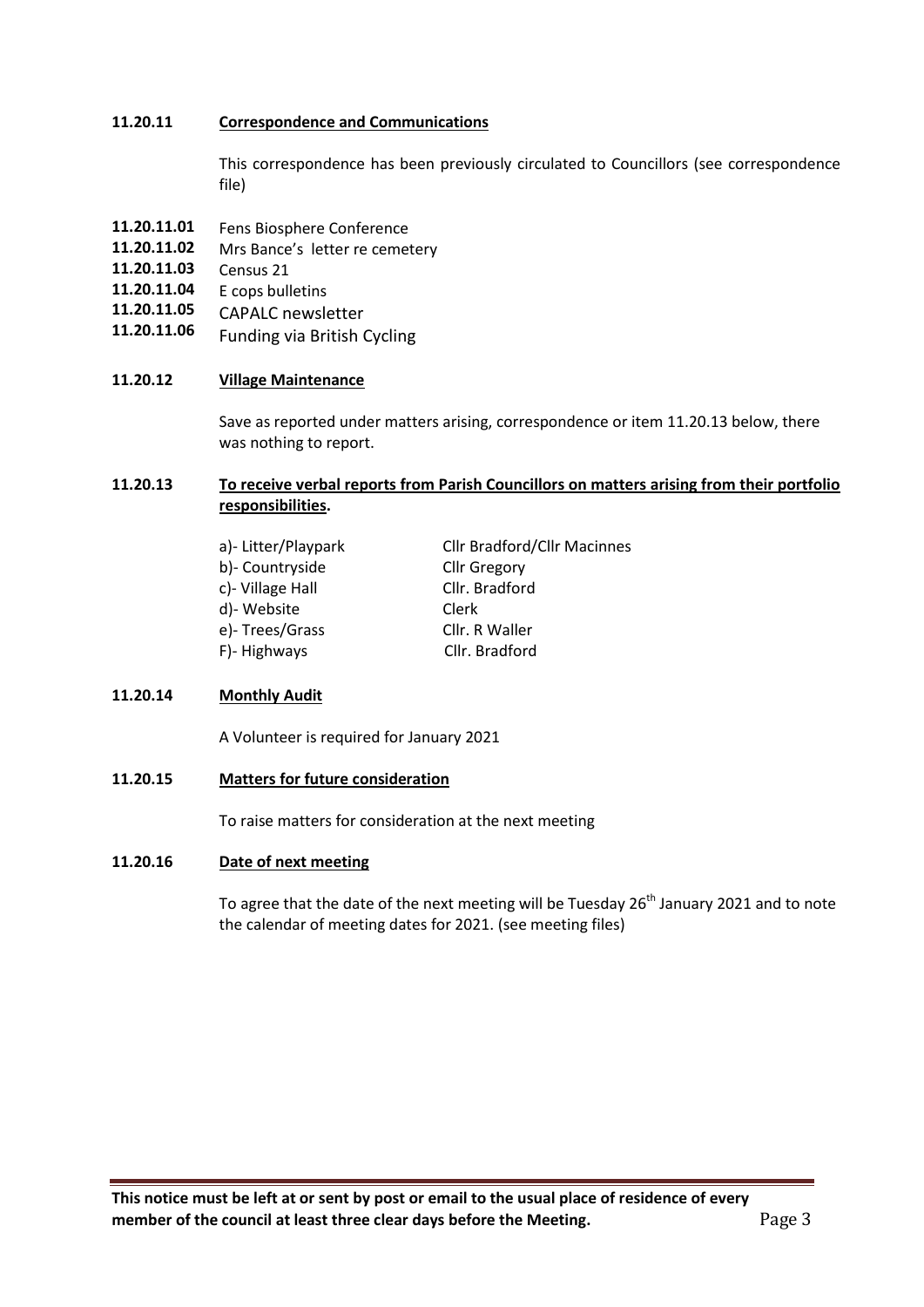### 11.20.11 **Correspondence and Communications**

This correspondence has been previously circulated to Councillors (see correspondence file)

**11.20.11.01** Fens Biosphere Conference
**11.20.11.02** Mrs Bance's letter re cemetery
**11.20.11.03** Census 21
**11.20.11.04** E cops bulletins
**11.20.11.05** CAPALC newsletter
**11.20.11.06** Funding via British Cycling

### 11.20.12 **Village Maintenance**

Save as reported under matters arising, correspondence or item 11.20.13 below, there was nothing to report.

### 11.20.13 **To receive verbal reports from Parish Councillors on matters arising from their portfolio responsibilities.**

| | |
|---|---|
| a)- Litter/Playpark | Cllr Bradford/Cllr Macinnes |
| b)- Countryside | Cllr Gregory |
| c)- Village Hall | Cllr. Bradford |
| d)- Website | Clerk |
| e)- Trees/Grass | Cllr. R Waller |
| F)- Highways | Cllr. Bradford |

### 11.20.14 **Monthly Audit**

A Volunteer is required for January 2021

### 11.20.15 **Matters for future consideration**

To raise matters for consideration at the next meeting

### 11.20.16 **Date of next meeting**

To agree that the date of the next meeting will be Tuesday 26th January 2021 and to note the calendar of meeting dates for 2021. (see meeting files)

**This notice must be left at or sent by post or email to the usual place of residence of every member of the council at least three clear days before the Meeting.**